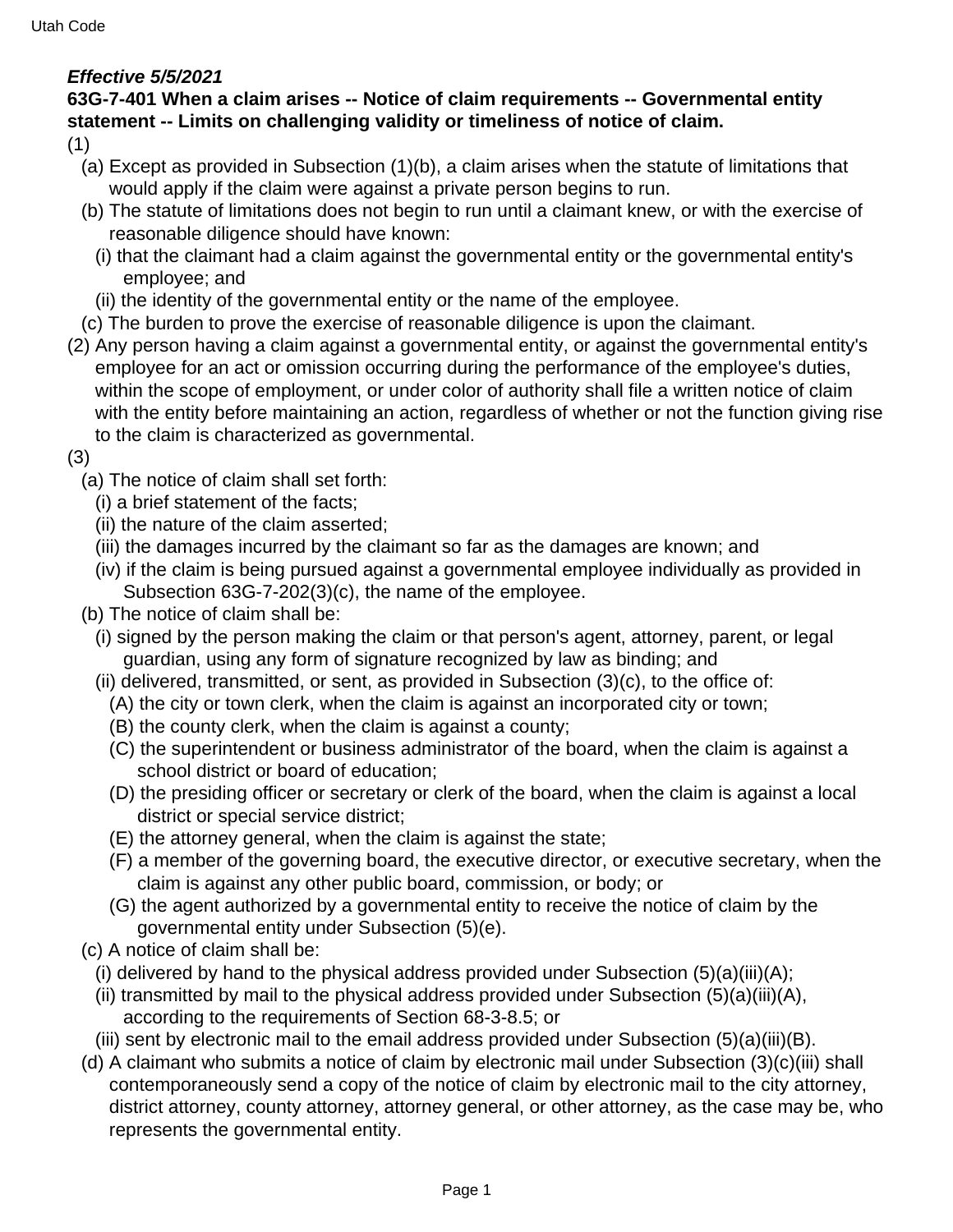***Effective 5/5/2021***

**63G-7-401 When a claim arises -- Notice of claim requirements -- Governmental entity statement -- Limits on challenging validity or timeliness of notice of claim.**

(1)

(a) Except as provided in Subsection (1)(b), a claim arises when the statute of limitations that would apply if the claim were against a private person begins to run.

(b) The statute of limitations does not begin to run until a claimant knew, or with the exercise of reasonable diligence should have known:

(i) that the claimant had a claim against the governmental entity or the governmental entity's employee; and

(ii) the identity of the governmental entity or the name of the employee.

(c) The burden to prove the exercise of reasonable diligence is upon the claimant.

(2) Any person having a claim against a governmental entity, or against the governmental entity's employee for an act or omission occurring during the performance of the employee's duties, within the scope of employment, or under color of authority shall file a written notice of claim with the entity before maintaining an action, regardless of whether or not the function giving rise to the claim is characterized as governmental.

(3)

(a) The notice of claim shall set forth:

(i) a brief statement of the facts;

(ii) the nature of the claim asserted;

(iii) the damages incurred by the claimant so far as the damages are known; and

(iv) if the claim is being pursued against a governmental employee individually as provided in Subsection 63G-7-202(3)(c), the name of the employee.

(b) The notice of claim shall be:

(i) signed by the person making the claim or that person's agent, attorney, parent, or legal guardian, using any form of signature recognized by law as binding; and

(ii) delivered, transmitted, or sent, as provided in Subsection (3)(c), to the office of:

(A) the city or town clerk, when the claim is against an incorporated city or town;

(B) the county clerk, when the claim is against a county;

(C) the superintendent or business administrator of the board, when the claim is against a school district or board of education;

(D) the presiding officer or secretary or clerk of the board, when the claim is against a local district or special service district;

(E) the attorney general, when the claim is against the state;

(F) a member of the governing board, the executive director, or executive secretary, when the claim is against any other public board, commission, or body; or

(G) the agent authorized by a governmental entity to receive the notice of claim by the governmental entity under Subsection (5)(e).

(c) A notice of claim shall be:

(i) delivered by hand to the physical address provided under Subsection (5)(a)(iii)(A);

(ii) transmitted by mail to the physical address provided under Subsection (5)(a)(iii)(A), according to the requirements of Section 68-3-8.5; or

(iii) sent by electronic mail to the email address provided under Subsection (5)(a)(iii)(B).

(d) A claimant who submits a notice of claim by electronic mail under Subsection (3)(c)(iii) shall contemporaneously send a copy of the notice of claim by electronic mail to the city attorney, district attorney, county attorney, attorney general, or other attorney, as the case may be, who represents the governmental entity.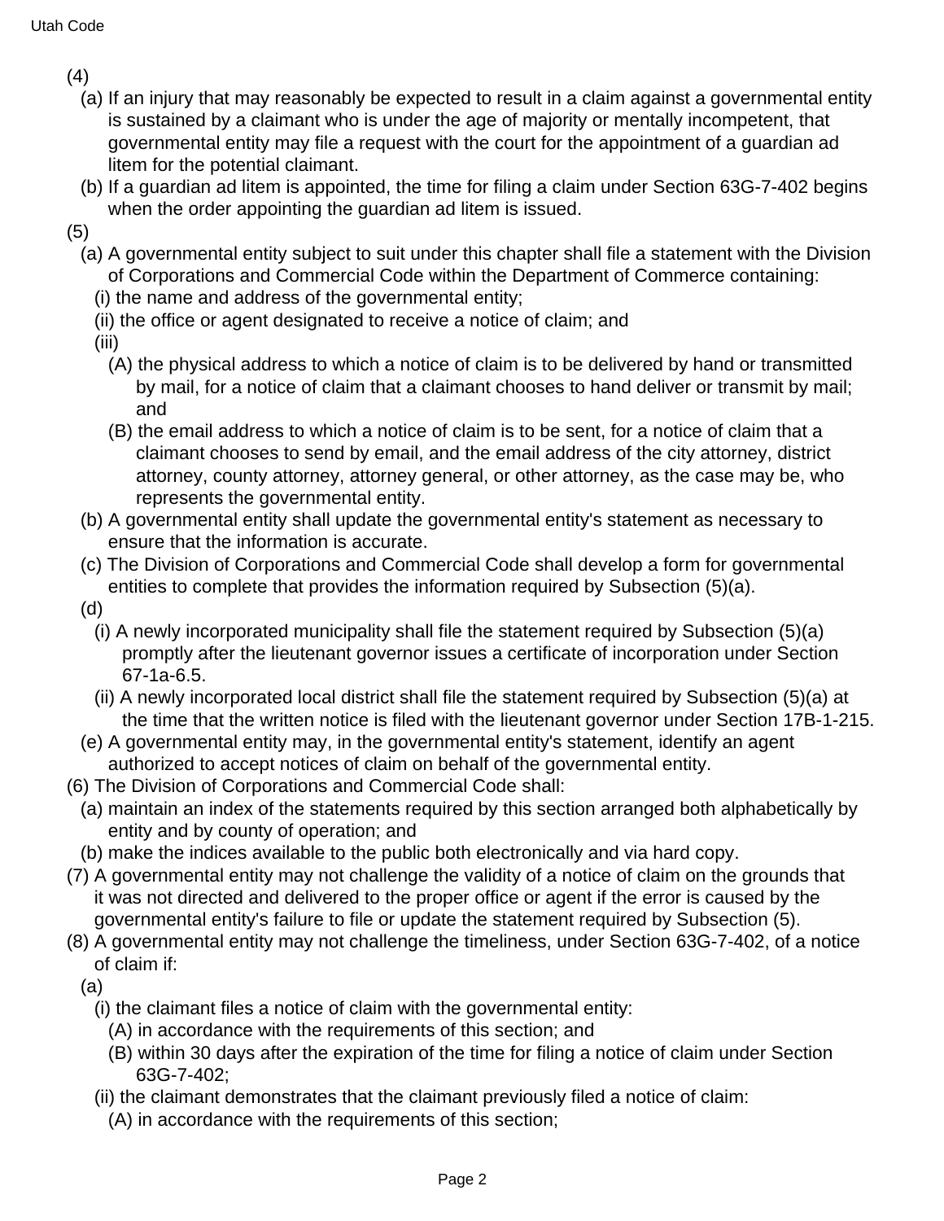(4)

(a) If an injury that may reasonably be expected to result in a claim against a governmental entity is sustained by a claimant who is under the age of majority or mentally incompetent, that governmental entity may file a request with the court for the appointment of a guardian ad litem for the potential claimant.

(b) If a guardian ad litem is appointed, the time for filing a claim under Section 63G-7-402 begins when the order appointing the guardian ad litem is issued.

(5)

(a) A governmental entity subject to suit under this chapter shall file a statement with the Division of Corporations and Commercial Code within the Department of Commerce containing:

(i) the name and address of the governmental entity;

(ii) the office or agent designated to receive a notice of claim; and

(iii)

(A) the physical address to which a notice of claim is to be delivered by hand or transmitted by mail, for a notice of claim that a claimant chooses to hand deliver or transmit by mail; and

(B) the email address to which a notice of claim is to be sent, for a notice of claim that a claimant chooses to send by email, and the email address of the city attorney, district attorney, county attorney, attorney general, or other attorney, as the case may be, who represents the governmental entity.

(b) A governmental entity shall update the governmental entity's statement as necessary to ensure that the information is accurate.

(c) The Division of Corporations and Commercial Code shall develop a form for governmental entities to complete that provides the information required by Subsection (5)(a).

(d)

(i) A newly incorporated municipality shall file the statement required by Subsection (5)(a) promptly after the lieutenant governor issues a certificate of incorporation under Section 67-1a-6.5.

(ii) A newly incorporated local district shall file the statement required by Subsection (5)(a) at the time that the written notice is filed with the lieutenant governor under Section 17B-1-215.

(e) A governmental entity may, in the governmental entity's statement, identify an agent authorized to accept notices of claim on behalf of the governmental entity.

(6) The Division of Corporations and Commercial Code shall:

(a) maintain an index of the statements required by this section arranged both alphabetically by entity and by county of operation; and

(b) make the indices available to the public both electronically and via hard copy.

(7) A governmental entity may not challenge the validity of a notice of claim on the grounds that it was not directed and delivered to the proper office or agent if the error is caused by the governmental entity's failure to file or update the statement required by Subsection (5).

(8) A governmental entity may not challenge the timeliness, under Section 63G-7-402, of a notice of claim if:

(a)

(i) the claimant files a notice of claim with the governmental entity:

(A) in accordance with the requirements of this section; and

(B) within 30 days after the expiration of the time for filing a notice of claim under Section 63G-7-402;

(ii) the claimant demonstrates that the claimant previously filed a notice of claim:

(A) in accordance with the requirements of this section;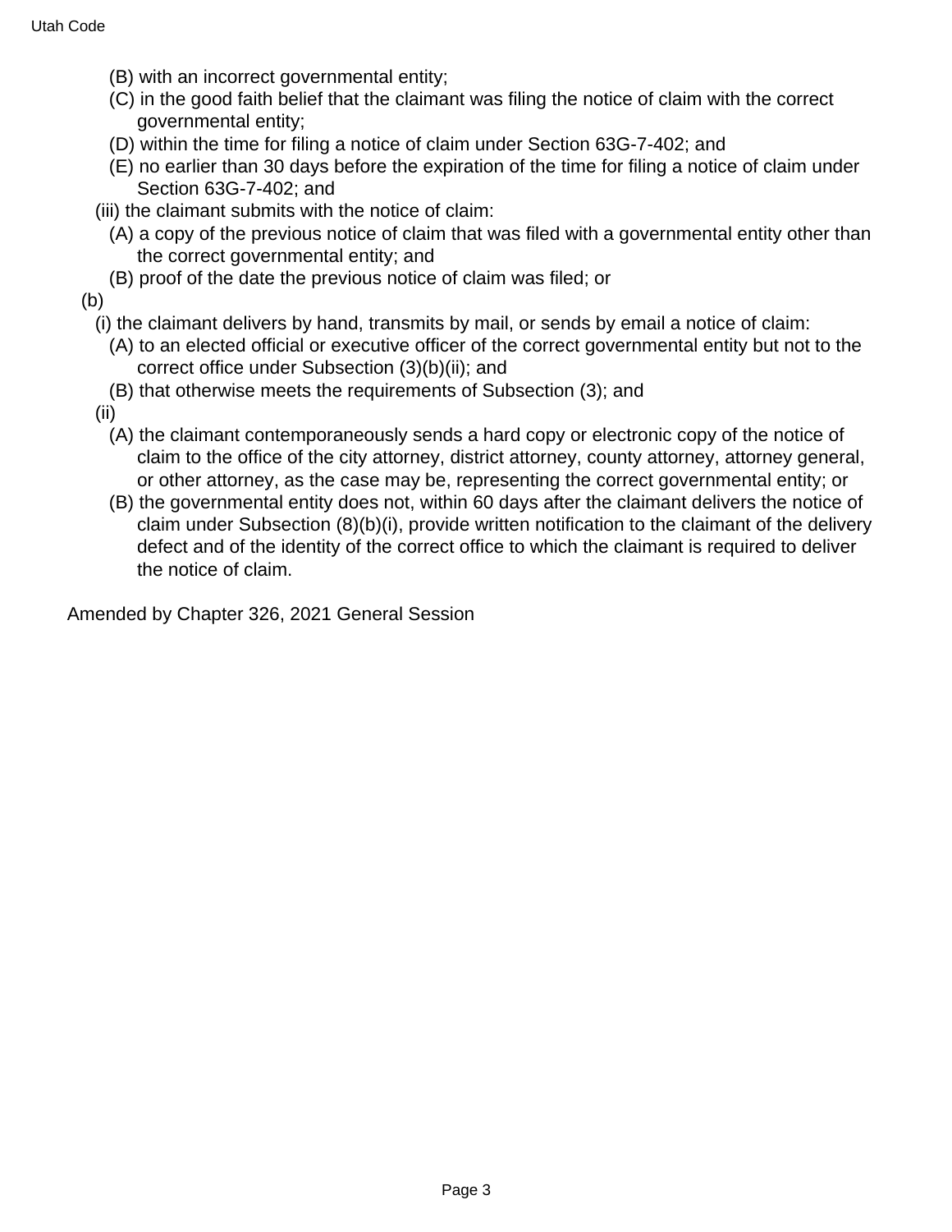(B) with an incorrect governmental entity;

(C) in the good faith belief that the claimant was filing the notice of claim with the correct governmental entity;

(D) within the time for filing a notice of claim under Section 63G-7-402; and

(E) no earlier than 30 days before the expiration of the time for filing a notice of claim under Section 63G-7-402; and

(iii) the claimant submits with the notice of claim:

(A) a copy of the previous notice of claim that was filed with a governmental entity other than the correct governmental entity; and

(B) proof of the date the previous notice of claim was filed; or

(b)

(i) the claimant delivers by hand, transmits by mail, or sends by email a notice of claim:

(A) to an elected official or executive officer of the correct governmental entity but not to the correct office under Subsection (3)(b)(ii); and

(B) that otherwise meets the requirements of Subsection (3); and

(ii)

(A) the claimant contemporaneously sends a hard copy or electronic copy of the notice of claim to the office of the city attorney, district attorney, county attorney, attorney general, or other attorney, as the case may be, representing the correct governmental entity; or

(B) the governmental entity does not, within 60 days after the claimant delivers the notice of claim under Subsection (8)(b)(i), provide written notification to the claimant of the delivery defect and of the identity of the correct office to which the claimant is required to deliver the notice of claim.

Amended by Chapter 326, 2021 General Session